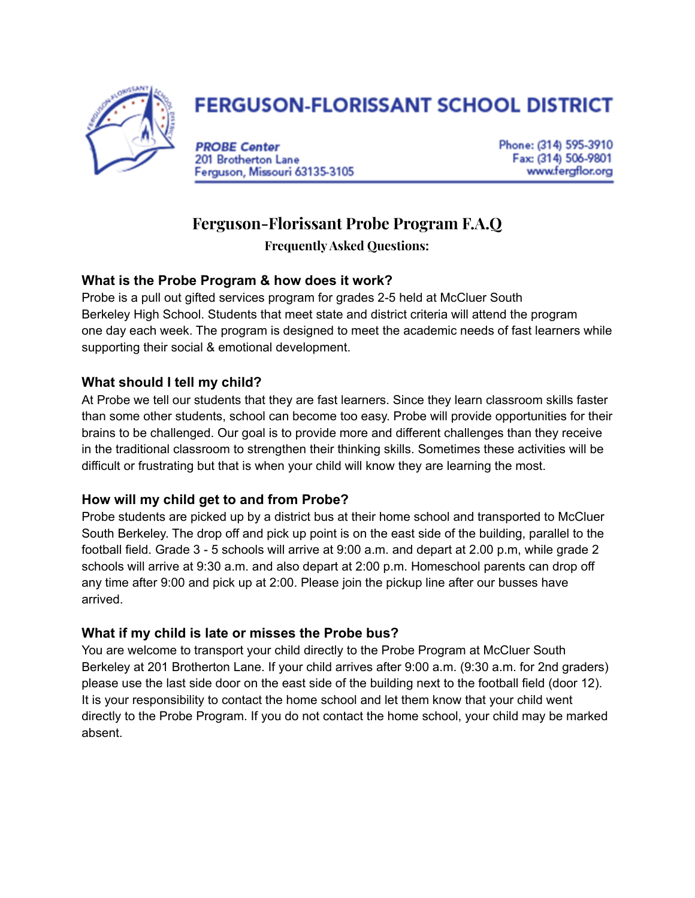# FERGUSON-FLORISSANT SCHOOL DISTRICT

**PROBE Center**
201 Brotherton Lane
Ferguson, Missouri 63135-3105

Phone: (314) 595-3910
Fax: (314) 506-9801
www.fergflor.org

## Ferguson-Florissant Probe Program F.A.Q

### Frequently Asked Questions:

### What is the Probe Program & how does it work?

Probe is a pull out gifted services program for grades 2-5 held at McCluer South Berkeley High School. Students that meet state and district criteria will attend the program one day each week. The program is designed to meet the academic needs of fast learners while supporting their social & emotional development.

### What should I tell my child?

At Probe we tell our students that they are fast learners. Since they learn classroom skills faster than some other students, school can become too easy. Probe will provide opportunities for their brains to be challenged. Our goal is to provide more and different challenges than they receive in the traditional classroom to strengthen their thinking skills. Sometimes these activities will be difficult or frustrating but that is when your child will know they are learning the most.

### How will my child get to and from Probe?

Probe students are picked up by a district bus at their home school and transported to McCluer South Berkeley. The drop off and pick up point is on the east side of the building, parallel to the football field. Grade 3 - 5 schools will arrive at 9:00 a.m. and depart at 2.00 p.m, while grade 2 schools will arrive at 9:30 a.m. and also depart at 2:00 p.m. Homeschool parents can drop off any time after 9:00 and pick up at 2:00. Please join the pickup line after our busses have arrived.

### What if my child is late or misses the Probe bus?

You are welcome to transport your child directly to the Probe Program at McCluer South Berkeley at 201 Brotherton Lane. If your child arrives after 9:00 a.m. (9:30 a.m. for 2nd graders) please use the last side door on the east side of the building next to the football field (door 12). It is your responsibility to contact the home school and let them know that your child went directly to the Probe Program. If you do not contact the home school, your child may be marked absent.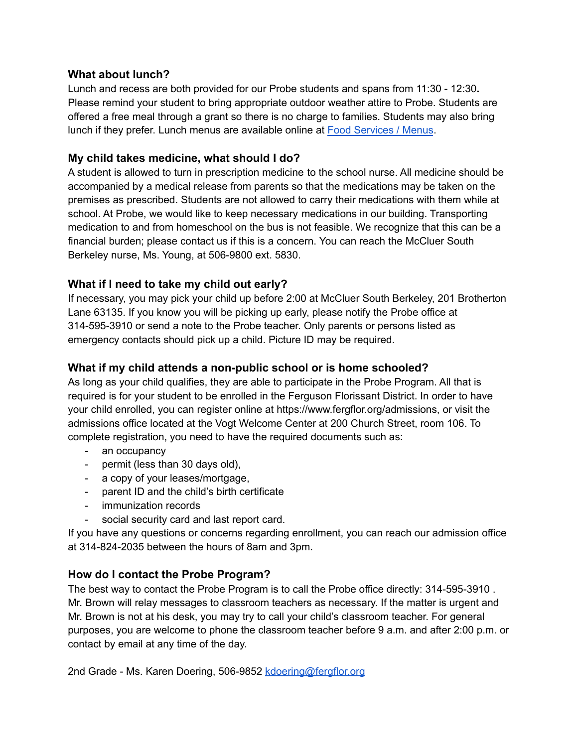### What about lunch?

Lunch and recess are both provided for our Probe students and spans from 11:30 - 12:30**.** Please remind your student to bring appropriate outdoor weather attire to Probe. Students are offered a free meal through a grant so there is no charge to families. Students may also bring lunch if they prefer. Lunch menus are available online at [Food Services / Menus](Food Services / Menus).

### My child takes medicine, what should I do?

A student is allowed to turn in prescription medicine to the school nurse. All medicine should be accompanied by a medical release from parents so that the medications may be taken on the premises as prescribed. Students are not allowed to carry their medications with them while at school. At Probe, we would like to keep necessary medications in our building. Transporting medication to and from homeschool on the bus is not feasible. We recognize that this can be a financial burden; please contact us if this is a concern. You can reach the McCluer South Berkeley nurse, Ms. Young, at 506-9800 ext. 5830.

### What if I need to take my child out early?

If necessary, you may pick your child up before 2:00 at McCluer South Berkeley, 201 Brotherton Lane 63135. If you know you will be picking up early, please notify the Probe office at 314-595-3910 or send a note to the Probe teacher. Only parents or persons listed as emergency contacts should pick up a child. Picture ID may be required.

### What if my child attends a non-public school or is home schooled?

As long as your child qualifies, they are able to participate in the Probe Program. All that is required is for your student to be enrolled in the Ferguson Florissant District. In order to have your child enrolled, you can register online at https://www.fergflor.org/admissions, or visit the admissions office located at the Vogt Welcome Center at 200 Church Street, room 106. To complete registration, you need to have the required documents such as:

- an occupancy
- permit (less than 30 days old),
- a copy of your leases/mortgage,
- parent ID and the child's birth certificate
- immunization records
- social security card and last report card.

If you have any questions or concerns regarding enrollment, you can reach our admission office at 314-824-2035 between the hours of 8am and 3pm.

### How do I contact the Probe Program?

The best way to contact the Probe Program is to call the Probe office directly: 314-595-3910 . Mr. Brown will relay messages to classroom teachers as necessary. If the matter is urgent and Mr. Brown is not at his desk, you may try to call your child's classroom teacher. For general purposes, you are welcome to phone the classroom teacher before 9 a.m. and after 2:00 p.m. or contact by email at any time of the day.

2nd Grade - Ms. Karen Doering, 506-9852 [kdoering@fergflor.org](mailto:kdoering@fergflor.org)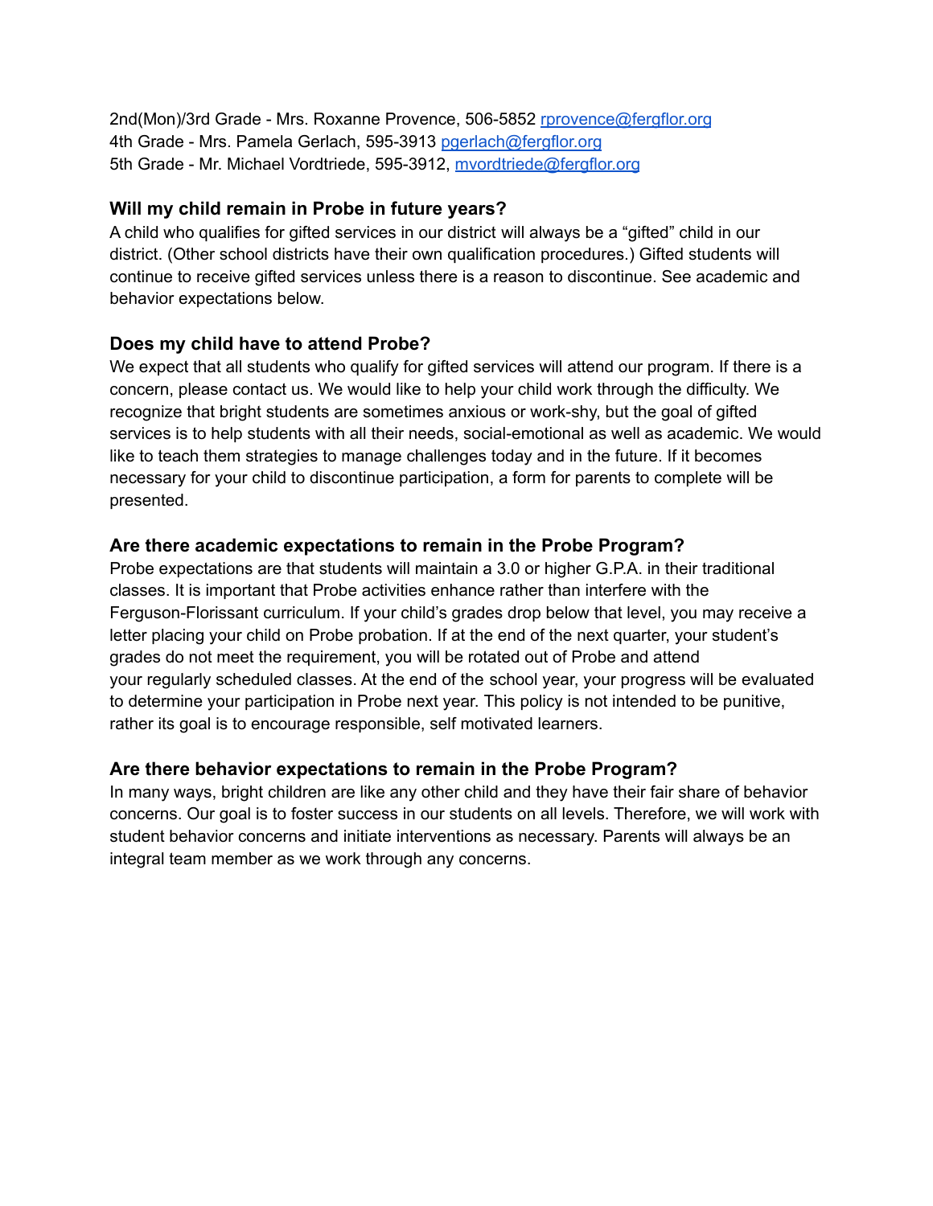2nd(Mon)/3rd Grade - Mrs. Roxanne Provence, 506-5852 [rprovence@fergflor.org](mailto:rprovence@fergflor.org)
4th Grade - Mrs. Pamela Gerlach, 595-3913 [pgerlach@fergflor.org](mailto:pgerlach@fergflor.org)
5th Grade - Mr. Michael Vordtriede, 595-3912, [mvordtriede@fergflor.org](mailto:mvordtriede@fergflor.org)

### Will my child remain in Probe in future years?

A child who qualifies for gifted services in our district will always be a "gifted" child in our district. (Other school districts have their own qualification procedures.) Gifted students will continue to receive gifted services unless there is a reason to discontinue. See academic and behavior expectations below.

### Does my child have to attend Probe?

We expect that all students who qualify for gifted services will attend our program. If there is a concern, please contact us. We would like to help your child work through the difficulty. We recognize that bright students are sometimes anxious or work-shy, but the goal of gifted services is to help students with all their needs, social-emotional as well as academic. We would like to teach them strategies to manage challenges today and in the future. If it becomes necessary for your child to discontinue participation, a form for parents to complete will be presented.

### Are there academic expectations to remain in the Probe Program?

Probe expectations are that students will maintain a 3.0 or higher G.P.A. in their traditional classes. It is important that Probe activities enhance rather than interfere with the Ferguson-Florissant curriculum. If your child's grades drop below that level, you may receive a letter placing your child on Probe probation. If at the end of the next quarter, your student's grades do not meet the requirement, you will be rotated out of Probe and attend your regularly scheduled classes. At the end of the school year, your progress will be evaluated to determine your participation in Probe next year. This policy is not intended to be punitive, rather its goal is to encourage responsible, self motivated learners.

### Are there behavior expectations to remain in the Probe Program?

In many ways, bright children are like any other child and they have their fair share of behavior concerns. Our goal is to foster success in our students on all levels. Therefore, we will work with student behavior concerns and initiate interventions as necessary. Parents will always be an integral team member as we work through any concerns.